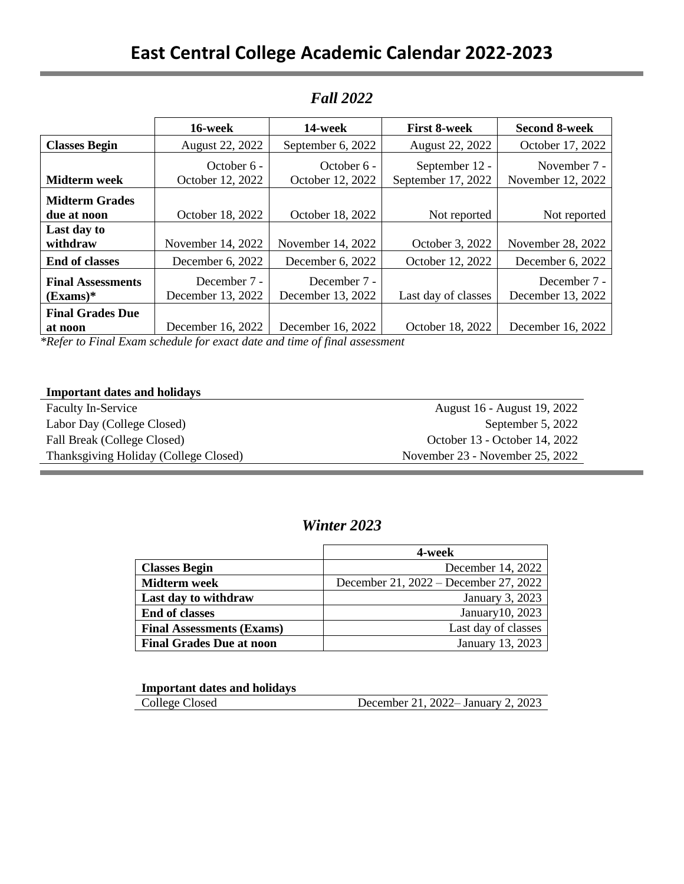# East Central College Academic Calendar 2022-2023

## *Fall 2022*

| | 16-week | 14-week | First 8-week | Second 8-week |
|---|---|---|---|---|
| **Classes Begin** | August 22, 2022 | September 6, 2022 | August 22, 2022 | October 17, 2022 |
| **Midterm week** | October 6 - October 12, 2022 | October 6 - October 12, 2022 | September 12 - September 17, 2022 | November 7 - November 12, 2022 |
| **Midterm Grades due at noon** | October 18, 2022 | October 18, 2022 | Not reported | Not reported |
| **Last day to withdraw** | November 14, 2022 | November 14, 2022 | October 3, 2022 | November 28, 2022 |
| **End of classes** | December 6, 2022 | December 6, 2022 | October 12, 2022 | December 6, 2022 |
| **Final Assessments (Exams)*** | December 7 - December 13, 2022 | December 7 - December 13, 2022 | Last day of classes | December 7 - December 13, 2022 |
| **Final Grades Due at noon** | December 16, 2022 | December 16, 2022 | October 18, 2022 | December 16, 2022 |

*\*Refer to Final Exam schedule for exact date and time of final assessment*

| **Important dates and holidays** | |
|---|---|
| Faculty In-Service | August 16 - August 19, 2022 |
| Labor Day (College Closed) | September 5, 2022 |
| Fall Break (College Closed) | October 13 - October 14, 2022 |
| Thanksgiving Holiday (College Closed) | November 23 - November 25, 2022 |

## *Winter 2023*

| | 4-week |
|---|---|
| **Classes Begin** | December 14, 2022 |
| **Midterm week** | December 21, 2022 – December 27, 2022 |
| **Last day to withdraw** | January 3, 2023 |
| **End of classes** | January10, 2023 |
| **Final Assessments (Exams)** | Last day of classes |
| **Final Grades Due at noon** | January 13, 2023 |

| **Important dates and holidays** | |
|---|---|
| College Closed | December 21, 2022– January 2, 2023 |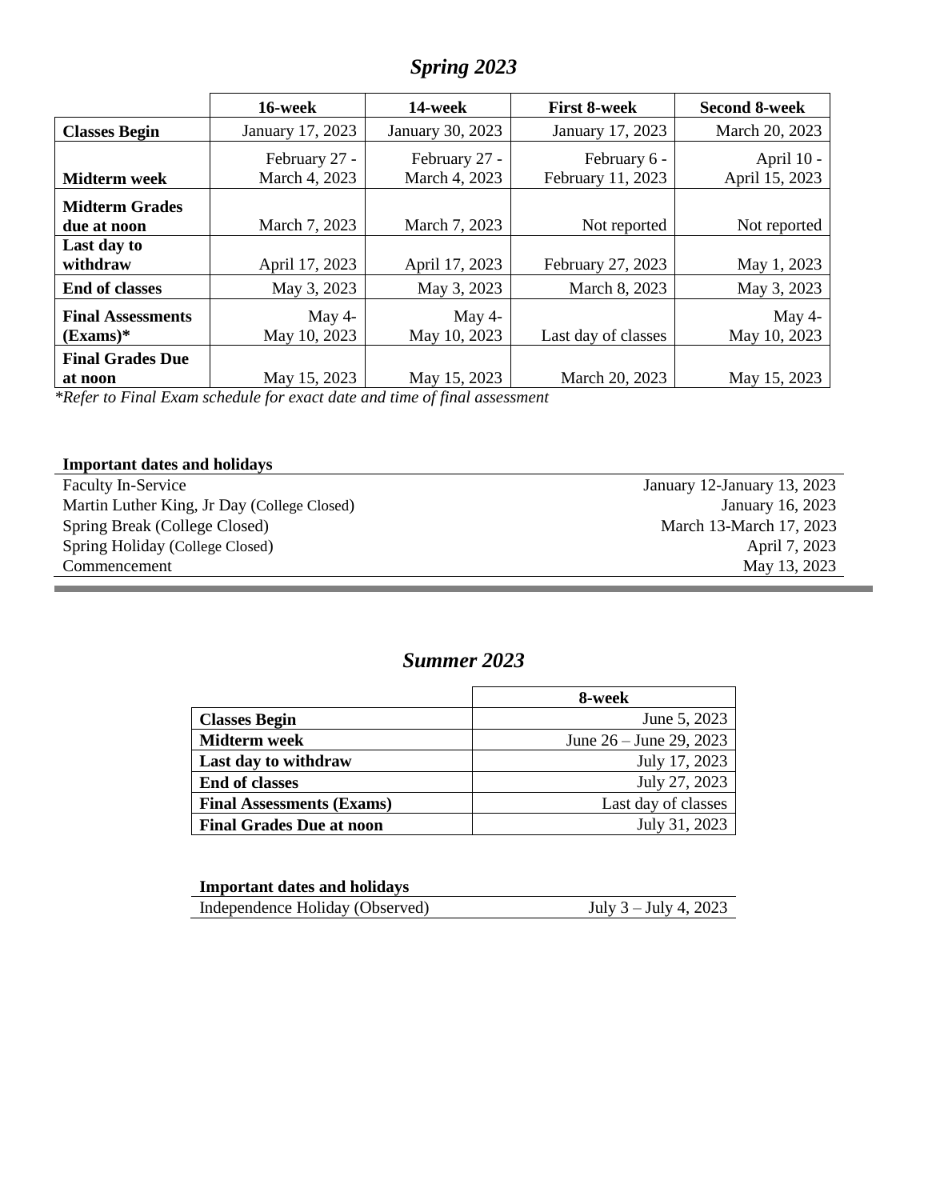## *Spring 2023*

| | 16-week | 14-week | First 8-week | Second 8-week |
|---|---|---|---|---|
| **Classes Begin** | January 17, 2023 | January 30, 2023 | January 17, 2023 | March 20, 2023 |
| **Midterm week** | February 27 - March 4, 2023 | February 27 - March 4, 2023 | February 6 - February 11, 2023 | April 10 - April 15, 2023 |
| **Midterm Grades due at noon** | March 7, 2023 | March 7, 2023 | Not reported | Not reported |
| **Last day to withdraw** | April 17, 2023 | April 17, 2023 | February 27, 2023 | May 1, 2023 |
| **End of classes** | May 3, 2023 | May 3, 2023 | March 8, 2023 | May 3, 2023 |
| **Final Assessments (Exams)*** | May 4- May 10, 2023 | May 4- May 10, 2023 | Last day of classes | May 4- May 10, 2023 |
| **Final Grades Due at noon** | May 15, 2023 | May 15, 2023 | March 20, 2023 | May 15, 2023 |

*\*Refer to Final Exam schedule for exact date and time of final assessment*

| **Important dates and holidays** | |
|---|---|
| Faculty In-Service | January 12-January 13, 2023 |
| Martin Luther King, Jr Day (College Closed) | January 16, 2023 |
| Spring Break (College Closed) | March 13-March 17, 2023 |
| Spring Holiday (College Closed) | April 7, 2023 |
| Commencement | May 13, 2023 |

## *Summer 2023*

| | 8-week |
|---|---|
| **Classes Begin** | June 5, 2023 |
| **Midterm week** | June 26 – June 29, 2023 |
| **Last day to withdraw** | July 17, 2023 |
| **End of classes** | July 27, 2023 |
| **Final Assessments (Exams)** | Last day of classes |
| **Final Grades Due at noon** | July 31, 2023 |

| **Important dates and holidays** | |
|---|---|
| Independence Holiday (Observed) | July 3 – July 4, 2023 |